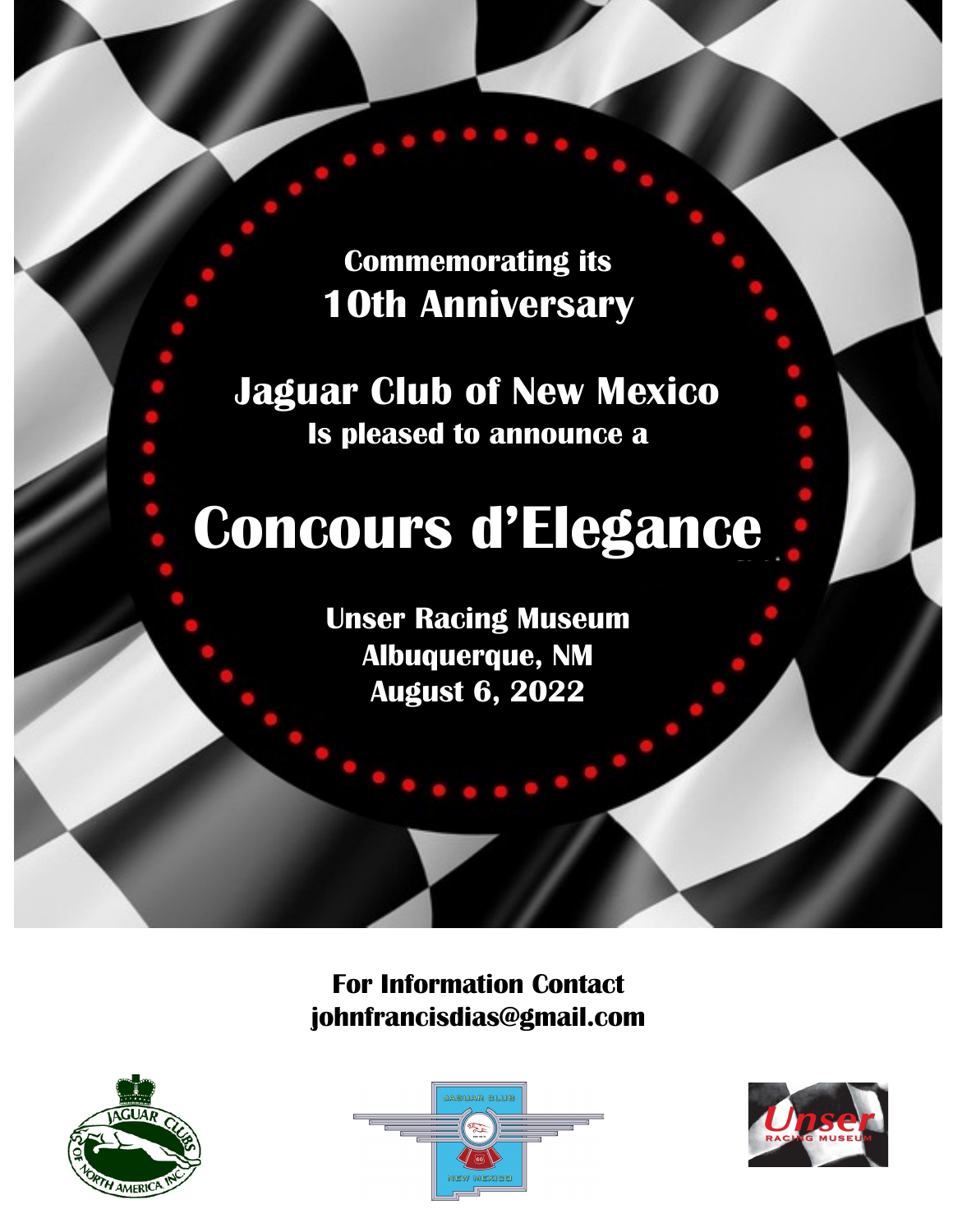**Commemorating its**

**10th Anniversary**

## Jaguar Club of New Mexico

**Is pleased to announce a**

# Concours d'Elegance

**Unser Racing Museum**

**Albuquerque, NM**

**August 6, 2022**

**For Information Contact**

**johnfrancisdias@gmail.com**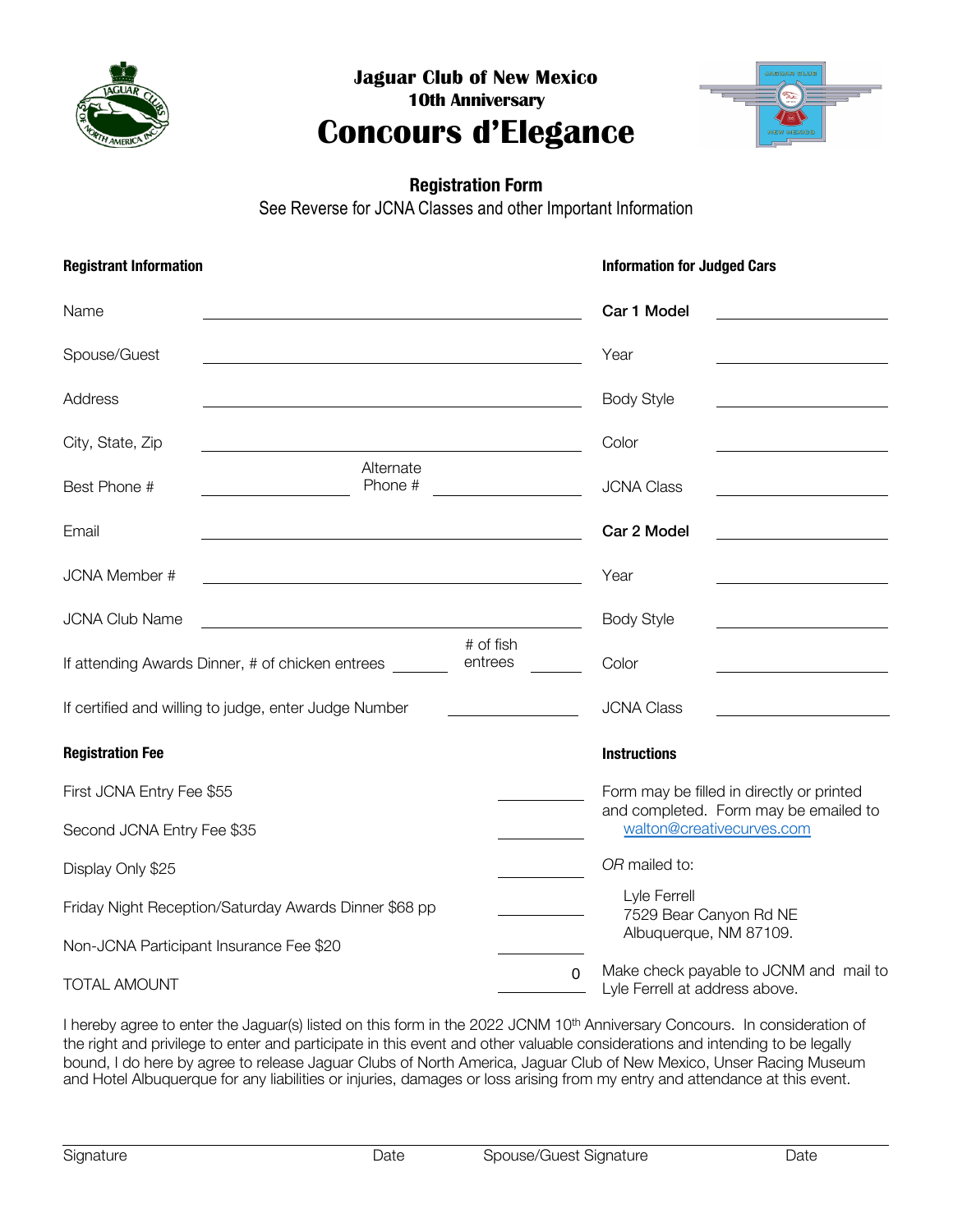# Jaguar Club of New Mexico

## 10th Anniversary

# Concours d'Elegance

### Registration Form

See Reverse for JCNA Classes and other Important Information

**Registrant Information**

Name ______________________

Spouse/Guest ______________________

Address ______________________

City, State, Zip ______________________

Best Phone # ____________ Alternate Phone # ____________

Email ______________________

JCNA Member # ______________________

JCNA Club Name ______________________

If attending Awards Dinner, # of chicken entrees ______ # of fish entrees ______

If certified and willing to judge, enter Judge Number ______________

**Information for Judged Cars**

**Car 1 Model** ______________

Year ______________

Body Style ______________

Color ______________

JCNA Class ______________

**Car 2 Model** ______________

Year ______________

Body Style ______________

Color ______________

JCNA Class ______________

**Registration Fee**

| | |
|---|---|
| First JCNA Entry Fee $55 | |
| Second JCNA Entry Fee $35 | |
| Display Only $25 | |
| Friday Night Reception/Saturday Awards Dinner $68 pp | |
| Non-JCNA Participant Insurance Fee $20 | |
| TOTAL AMOUNT | 0 |

**Instructions**

Form may be filled in directly or printed and completed. Form may be emailed to walton@creativecurves.com

*OR* mailed to:

Lyle Ferrell
7529 Bear Canyon Rd NE
Albuquerque, NM 87109.

Make check payable to JCNM and mail to Lyle Ferrell at address above.

I hereby agree to enter the Jaguar(s) listed on this form in the 2022 JCNM 10th Anniversary Concours. In consideration of the right and privilege to enter and participate in this event and other valuable considerations and intending to be legally bound, I do here by agree to release Jaguar Clubs of North America, Jaguar Club of New Mexico, Unser Racing Museum and Hotel Albuquerque for any liabilities or injuries, damages or loss arising from my entry and attendance at this event.

Signature ______ Date ______ Spouse/Guest Signature ______ Date ______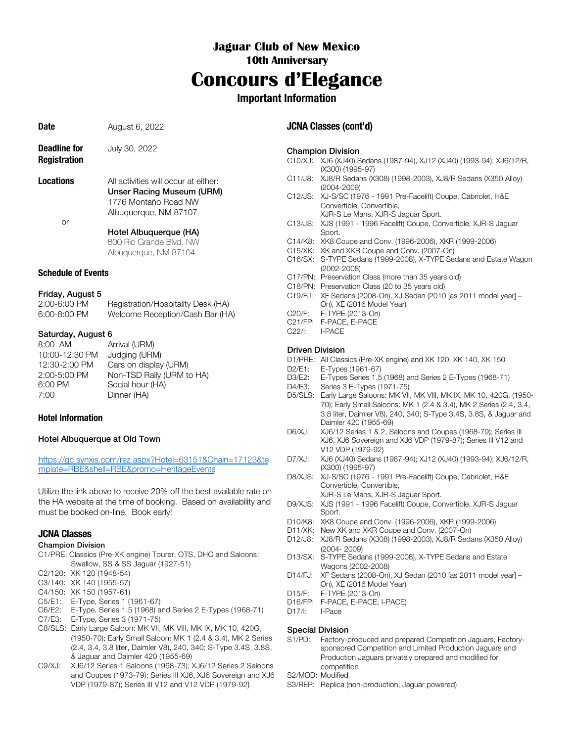# Jaguar Club of New Mexico

## 10th Anniversary

# Concours d'Elegance

## Important Information

**Date** August 6, 2022

**Deadline for Registration** July 30, 2022

**Locations** All activities will occur at either:

**Unser Racing Museum (URM)**
1776 Montaño Road NW
Albuquerque, NM 87107

or

**Hotel Albuquerque (HA)**
800 Rio Grande Blvd. NW
Albuquerque, NM 87104

### Schedule of Events

**Friday, August 5**

| | |
|---|---|
| 2:00-6:00 PM | Registration/Hospitality Desk (HA) |
| 6:00-8:00 PM | Welcome Reception/Cash Bar (HA) |

**Saturday, August 6**

| | |
|---|---|
| 8:00 AM | Arrival (URM) |
| 10:00-12:30 PM | Judging (URM) |
| 12:30-2:00 PM | Cars on display (URM) |
| 2:00-5:00 PM | Non-TSD Rally (URM to HA) |
| 6:00 PM | Social hour (HA) |
| 7:00 | Dinner (HA) |

### Hotel Information

**Hotel Albuquerque at Old Town**

https://gc.synxis.com/rez.aspx?Hotel=63151&Chain=17123&template=RBE&shell=RBE&promo=HeritageEvents

Utilize the link above to receive 20% off the best available rate on the HA website at the time of booking. Based on availability and must be booked on-line. Book early!

### JCNA Classes

**Champion Division**

- C1/PRE: Classics (Pre-XK engine) Tourer, OTS, DHC and Saloons: Swallow, SS & SS Jaguar (1927-51)
- C2/120: XK 120 (1948-54)
- C3/140: XK 140 (1955-57)
- C4/150: XK 150 (1957-61)
- C5/E1: E-Type, Series 1 (1961-67)
- C6/E2: E-Type, Series 1.5 (1968) and Series 2 E-Types (1968-71)
- C7/E3: E-Type, Series 3 (1971-75)
- C8/SLS: Early Large Saloon: MK VII, MK VIII, MK IX, MK 10, 420G, (1950-70); Early Small Saloon: MK 1 (2.4 & 3.4), MK 2 Series (2.4, 3.4, 3.8 liter, Daimler V8), 240, 340; S-Type 3.4S, 3.8S, & Jaguar and Daimler 420 (1955-69)
- C9/XJ: XJ6/12 Series 1 Saloons (1968-73); XJ6/12 Series 2 Saloons and Coupes (1973-79); Series III XJ6, XJ6 Sovereign and XJ6 VDP (1979-87); Series III V12 and V12 VDP (1979-92)

### JCNA Classes (cont'd)

**Champion Division**

- C10/XJ: XJ6 (XJ40) Sedans (1987-94), XJ12 (XJ40) (1993-94); XJ6/12/R, (X300) (1995-97)
- C11/J8: XJ8/R Sedans (X308) (1998-2003), XJ8/R Sedans (X350 Alloy) (2004-2009)
- C12/JS: XJ-S/SC (1976 - 1991 Pre-Facelift) Coupe, Cabriolet, H&E Convertible, Convertible, XJR-S Le Mans, XJR-S Jaguar Sport.
- C13/JS: XJS (1991 - 1996 Facelift) Coupe, Convertible, XJR-S Jaguar Sport.
- C14/K8: XK8 Coupe and Conv. (1996-2006), XKR (1999-2006)
- C15/XK: XK and XKR Coupe and Conv. (2007-On)
- C16/SX: S-TYPE Sedans (1999-2008), X-TYPE Sedans and Estate Wagon (2002-2008)
- C17/PN: Preservation Class (more than 35 years old)
- C18/PN: Preservation Class (20 to 35 years old)
- C19/FJ: XF Sedans (2008-On), XJ Sedan (2010 [as 2011 model year] – On), XE (2016 Model Year)
- C20/F: F-TYPE (2013-On)
- C21/FP: F-PACE, E-PACE
- C22/I: I-PACE

**Driven Division**

- D1/PRE: All Classics (Pre-XK engine) and XK 120, XK 140, XK 150
- D2/E1: E-Types (1961-67)
- D3/E2: E-Types Series 1.5 (1968) and Series 2 E-Types (1968-71)
- D4/E3: Series 3 E-Types (1971-75)
- D5/SLS: Early Large Saloons: MK VII, MK VIII, MK IX, MK 10, 420G, (1950-70); Early Small Saloons: MK 1 (2.4 & 3.4), MK 2 Series (2.4, 3.4, 3.8 liter, Daimler V8), 240, 340; S-Type 3.4S, 3.8S, & Jaguar and Daimler 420 (1955-69)
- D6/XJ: XJ6/12 Series 1 & 2, Saloons and Coupes (1968-79); Series III XJ6, XJ6 Sovereign and XJ6 VDP (1979-87); Series III V12 and V12 VDP (1979-92)
- D7/XJ: XJ6 (XJ40) Sedans (1987-94); XJ12 (XJ40) (1993-94); XJ6/12/R, (X300) (1995-97)
- D8/XJS: XJ-S/SC (1976 - 1991 Pre-Facelift) Coupe, Cabriolet, H&E Convertible, Convertible, XJR-S Le Mans, XJR-S Jaguar Sport.
- D9/XJS: XJS (1991 - 1996 Facelift) Coupe, Convertible, XJR-S Jaguar Sport.
- D10/K8: XK8 Coupe and Conv. (1996-2006), XKR (1999-2006)
- D11/XK: New XK and XKR Coupe and Conv. (2007-On)
- D12/J8: XJ8/R Sedans (X308) (1998-2003), XJ8/R Sedans (X350 Alloy) (2004- 2009)
- D13/SX: S-TYPE Sedans (1999-2008), X-TYPE Sedans and Estate Wagons (2002-2008)
- D14/FJ: XF Sedans (2008-On), XJ Sedan (2010 [as 2011 model year] – On), XE (2016 Model Year)
- D15/F: F-TYPE (2013-On)
- D16/FP: F-PACE, E-PACE, I-PACE)
- D17/I: I-Pace

**Special Division**

- S1/PD: Factory-produced and prepared Competition Jaguars, Factory-sponsored Competition and Limited Production Jaguars and Production Jaguars privately prepared and modified for competition
- S2/MOD: Modified
- S3/REP: Replica (non-production, Jaguar powered)